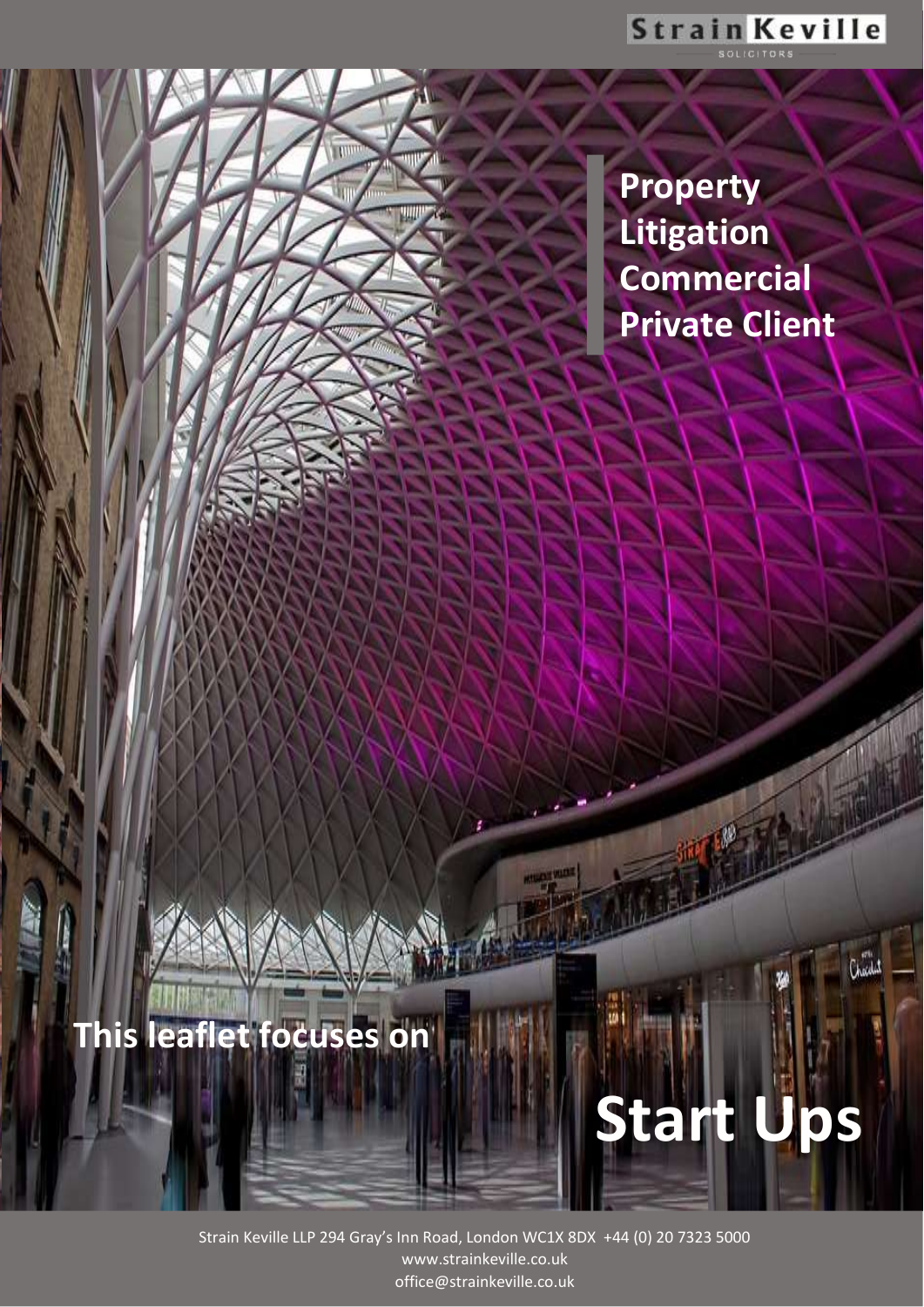**Strain Keville**
SOLICITORS

**Property**
**Litigation**
**Commercial**
**Private Client**

## This leaflet focuses on

# Start Ups

Strain Keville LLP 294 Gray's Inn Road, London WC1X 8DX +44 (0) 20 7323 5000
www.strainkeville.co.uk
office@strainkeville.co.uk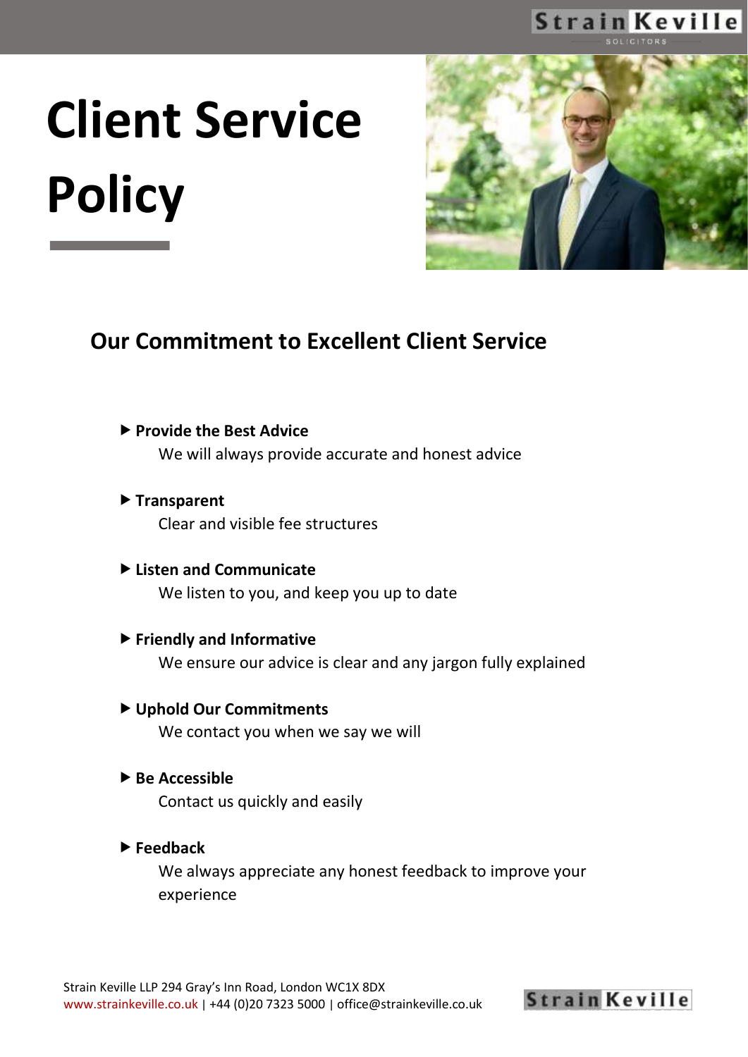# Client Service Policy

## Our Commitment to Excellent Client Service

- **Provide the Best Advice**
  We will always provide accurate and honest advice

- **Transparent**
  Clear and visible fee structures

- **Listen and Communicate**
  We listen to you, and keep you up to date

- **Friendly and Informative**
  We ensure our advice is clear and any jargon fully explained

- **Uphold Our Commitments**
  We contact you when we say we will

- **Be Accessible**
  Contact us quickly and easily

- **Feedback**
  We always appreciate any honest feedback to improve your experience

Strain Keville LLP 294 Gray's Inn Road, London WC1X 8DX
www.strainkeville.co.uk | +44 (0)20 7323 5000 | office@strainkeville.co.uk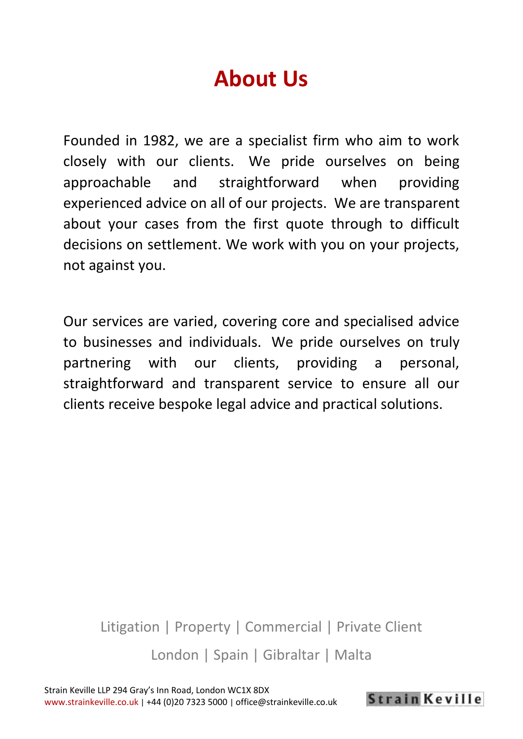# About Us

Founded in 1982, we are a specialist firm who aim to work closely with our clients. We pride ourselves on being approachable and straightforward when providing experienced advice on all of our projects. We are transparent about your cases from the first quote through to difficult decisions on settlement. We work with you on your projects, not against you.

Our services are varied, covering core and specialised advice to businesses and individuals. We pride ourselves on truly partnering with our clients, providing a personal, straightforward and transparent service to ensure all our clients receive bespoke legal advice and practical solutions.

Litigation | Property | Commercial | Private Client

London | Spain | Gibraltar | Malta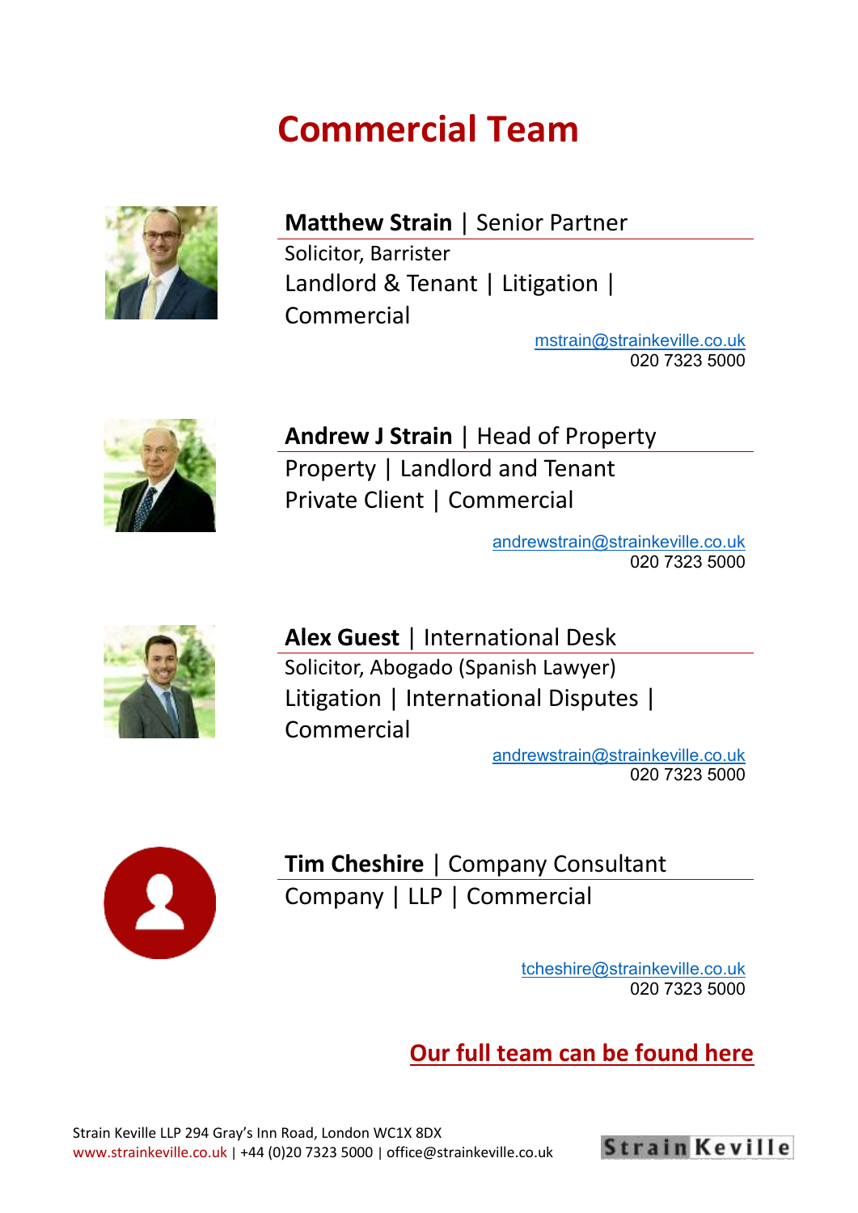# Commercial Team

**Matthew Strain** | Senior Partner

Solicitor, Barrister

Landlord & Tenant | Litigation | Commercial

mstrain@strainkeville.co.uk
020 7323 5000

**Andrew J Strain** | Head of Property

Property | Landlord and Tenant

Private Client | Commercial

andrewstrain@strainkeville.co.uk
020 7323 5000

**Alex Guest** | International Desk

Solicitor, Abogado (Spanish Lawyer)

Litigation | International Disputes | Commercial

andrewstrain@strainkeville.co.uk
020 7323 5000

**Tim Cheshire** | Company Consultant

Company | LLP | Commercial

tcheshire@strainkeville.co.uk
020 7323 5000

**Our full team can be found here**

Strain Keville LLP 294 Gray's Inn Road, London WC1X 8DX
www.strainkeville.co.uk | +44 (0)20 7323 5000 | office@strainkeville.co.uk

Strain Keville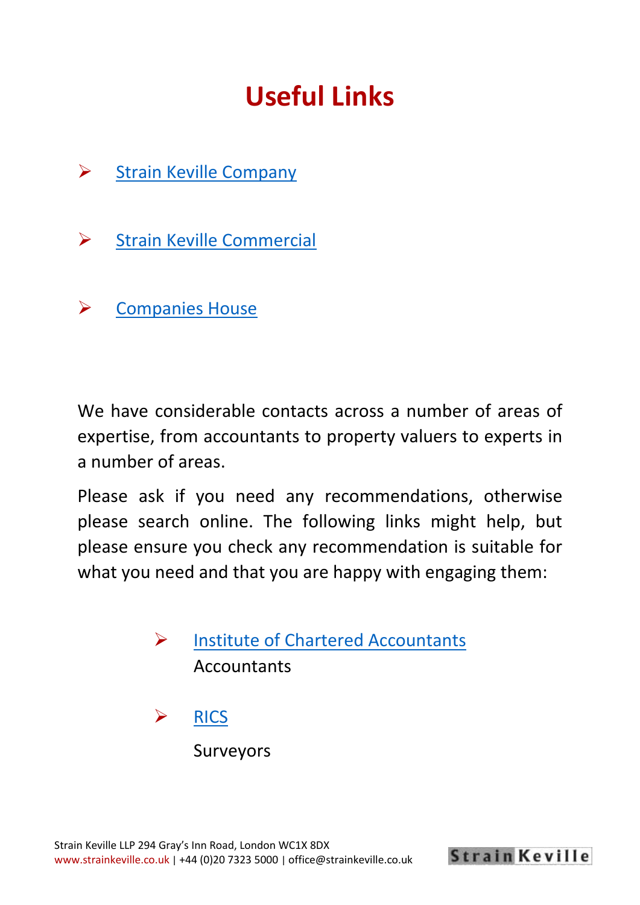# Useful Links

- Strain Keville Company
- Strain Keville Commercial
- Companies House

We have considerable contacts across a number of areas of expertise, from accountants to property valuers to experts in a number of areas.

Please ask if you need any recommendations, otherwise please search online. The following links might help, but please ensure you check any recommendation is suitable for what you need and that you are happy with engaging them:

- Institute of Chartered Accountants
  Accountants
- RICS
  Surveyors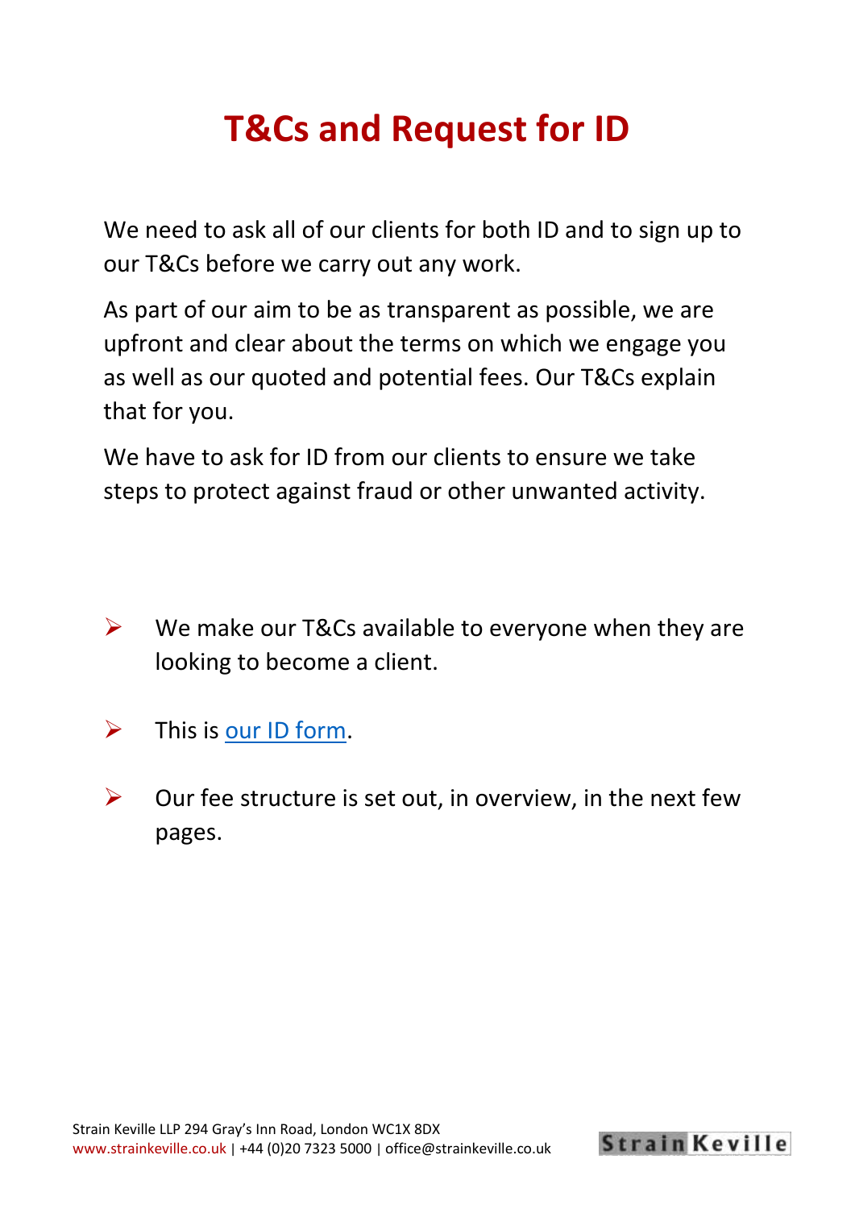# T&Cs and Request for ID

We need to ask all of our clients for both ID and to sign up to our T&Cs before we carry out any work.

As part of our aim to be as transparent as possible, we are upfront and clear about the terms on which we engage you as well as our quoted and potential fees. Our T&Cs explain that for you.

We have to ask for ID from our clients to ensure we take steps to protect against fraud or other unwanted activity.

- We make our T&Cs available to everyone when they are looking to become a client.
- This is our ID form.
- Our fee structure is set out, in overview, in the next few pages.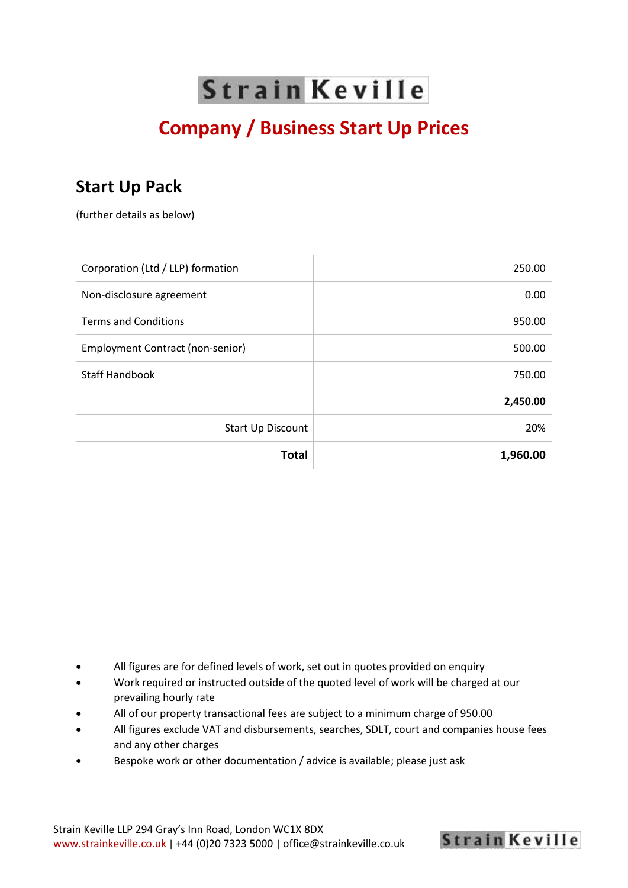Strain Keville

# Company / Business Start Up Prices

## Start Up Pack

(further details as below)

| | |
|---|---:|
| Corporation (Ltd / LLP) formation | 250.00 |
| Non-disclosure agreement | 0.00 |
| Terms and Conditions | 950.00 |
| Employment Contract (non-senior) | 500.00 |
| Staff Handbook | 750.00 |
| | **2,450.00** |
| Start Up Discount | 20% |
| **Total** | **1,960.00** |

- All figures are for defined levels of work, set out in quotes provided on enquiry
- Work required or instructed outside of the quoted level of work will be charged at our prevailing hourly rate
- All of our property transactional fees are subject to a minimum charge of 950.00
- All figures exclude VAT and disbursements, searches, SDLT, court and companies house fees and any other charges
- Bespoke work or other documentation / advice is available; please just ask

Strain Keville LLP 294 Gray's Inn Road, London WC1X 8DX
www.strainkeville.co.uk | +44 (0)20 7323 5000 | office@strainkeville.co.uk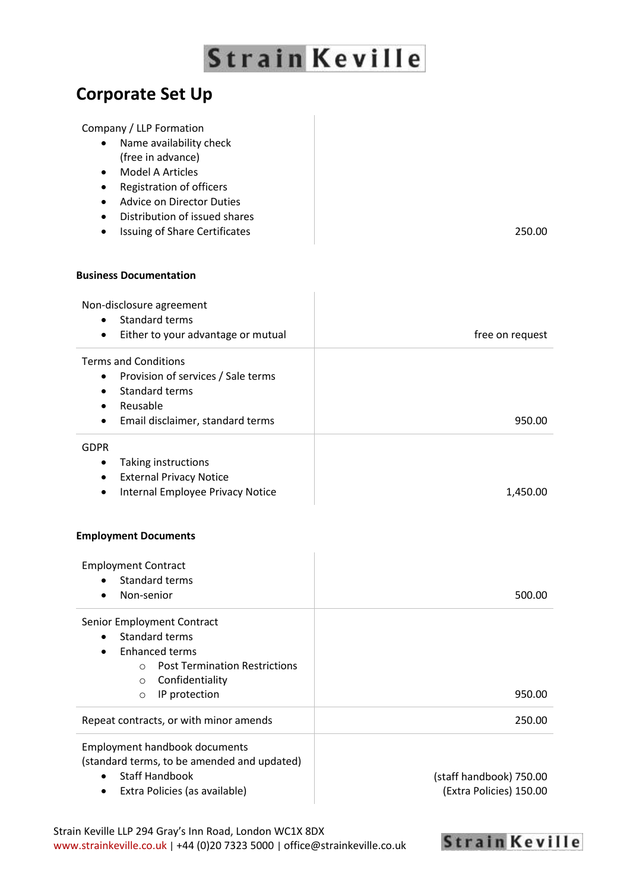# Corporate Set Up

| Service | Fee |
| --- | --- |
| Company / LLP Formation<br>• Name availability check (free in advance)<br>• Model A Articles<br>• Registration of officers<br>• Advice on Director Duties<br>• Distribution of issued shares<br>• Issuing of Share Certificates | 250.00 |

**Business Documentation**

| Service | Fee |
| --- | --- |
| Non-disclosure agreement<br>• Standard terms<br>• Either to your advantage or mutual | free on request |
| Terms and Conditions<br>• Provision of services / Sale terms<br>• Standard terms<br>• Reusable<br>• Email disclaimer, standard terms | 950.00 |
| GDPR<br>• Taking instructions<br>• External Privacy Notice<br>• Internal Employee Privacy Notice | 1,450.00 |

**Employment Documents**

| Service | Fee |
| --- | --- |
| Employment Contract<br>• Standard terms<br>• Non-senior | 500.00 |
| Senior Employment Contract<br>• Standard terms<br>• Enhanced terms<br>  ○ Post Termination Restrictions<br>  ○ Confidentiality<br>  ○ IP protection | 950.00 |
| Repeat contracts, or with minor amends | 250.00 |
| Employment handbook documents (standard terms, to be amended and updated)<br>• Staff Handbook<br>• Extra Policies (as available) | (staff handbook) 750.00<br>(Extra Policies) 150.00 |

Strain Keville LLP 294 Gray's Inn Road, London WC1X 8DX
www.strainkeville.co.uk | +44 (0)20 7323 5000 | office@strainkeville.co.uk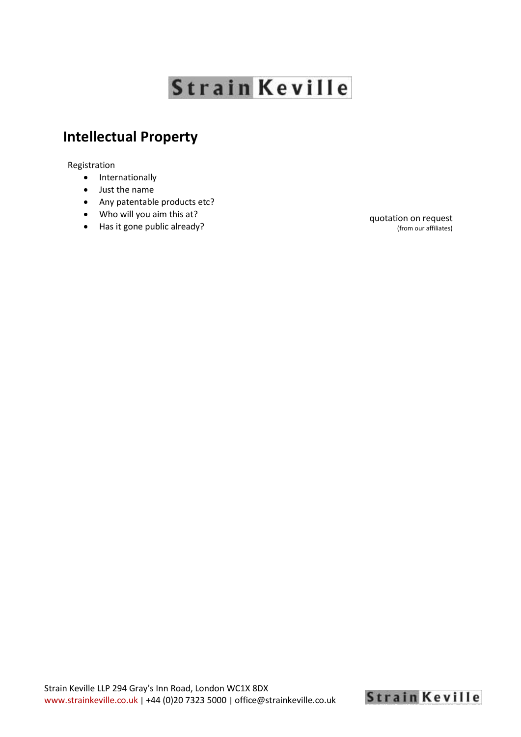# Intellectual Property

Registration

- Internationally
- Just the name
- Any patentable products etc?
- Who will you aim this at?
- Has it gone public already?

quotation on request
(from our affiliates)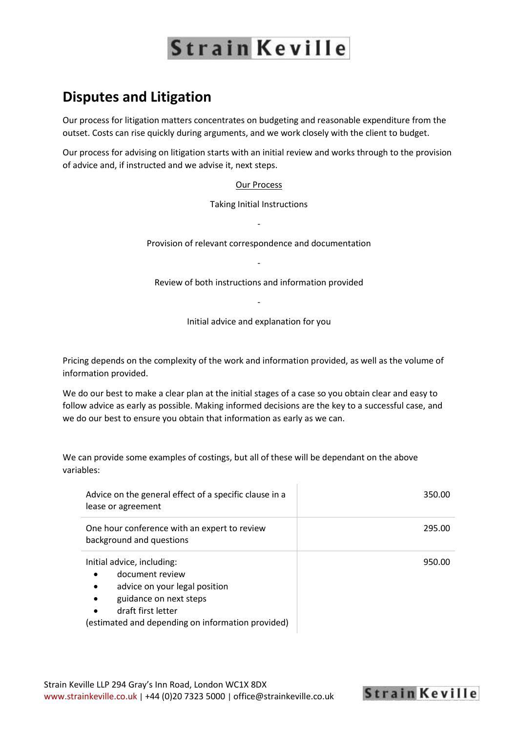# Disputes and Litigation

Our process for litigation matters concentrates on budgeting and reasonable expenditure from the outset. Costs can rise quickly during arguments, and we work closely with the client to budget.

Our process for advising on litigation starts with an initial review and works through to the provision of advice and, if instructed and we advise it, next steps.

Our Process

Taking Initial Instructions

-

Provision of relevant correspondence and documentation

-

Review of both instructions and information provided

-

Initial advice and explanation for you

Pricing depends on the complexity of the work and information provided, as well as the volume of information provided.

We do our best to make a clear plan at the initial stages of a case so you obtain clear and easy to follow advice as early as possible. Making informed decisions are the key to a successful case, and we do our best to ensure you obtain that information as early as we can.

We can provide some examples of costings, but all of these will be dependant on the above variables:

| | |
|---|---|
| Advice on the general effect of a specific clause in a lease or agreement | 350.00 |
| One hour conference with an expert to review background and questions | 295.00 |
| Initial advice, including:<br>• document review<br>• advice on your legal position<br>• guidance on next steps<br>• draft first letter<br>(estimated and depending on information provided) | 950.00 |

Strain Keville LLP 294 Gray's Inn Road, London WC1X 8DX
www.strainkeville.co.uk | +44 (0)20 7323 5000 | office@strainkeville.co.uk